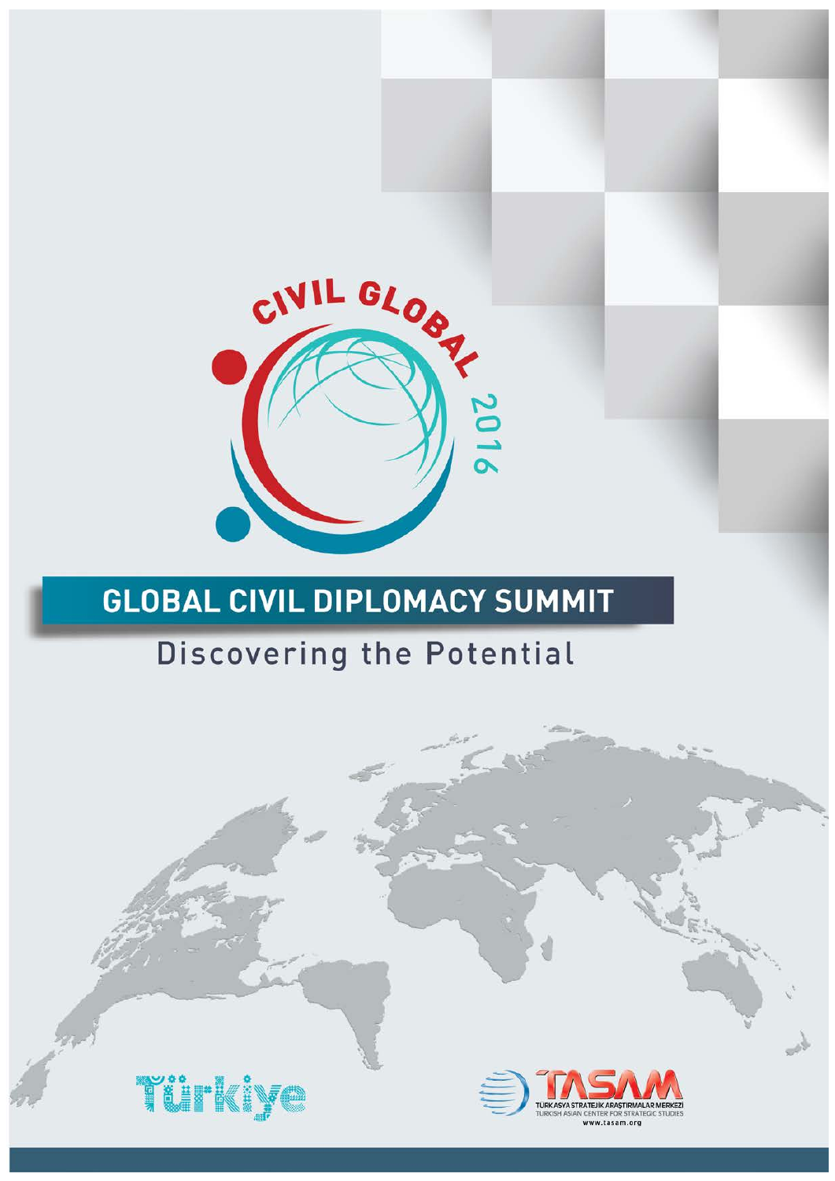CIVIL GLOBAL 2016

# GLOBAL CIVIL DIPLOMACY SUMMIT

## Discovering the Potential

Türkiye

TASAM
TÜRK ASYA STRATEJİK ARAŞTIRMALAR MERKEZİ
TURKISH ASIAN CENTER FOR STRATEGIC STUDIES
www.tasam.org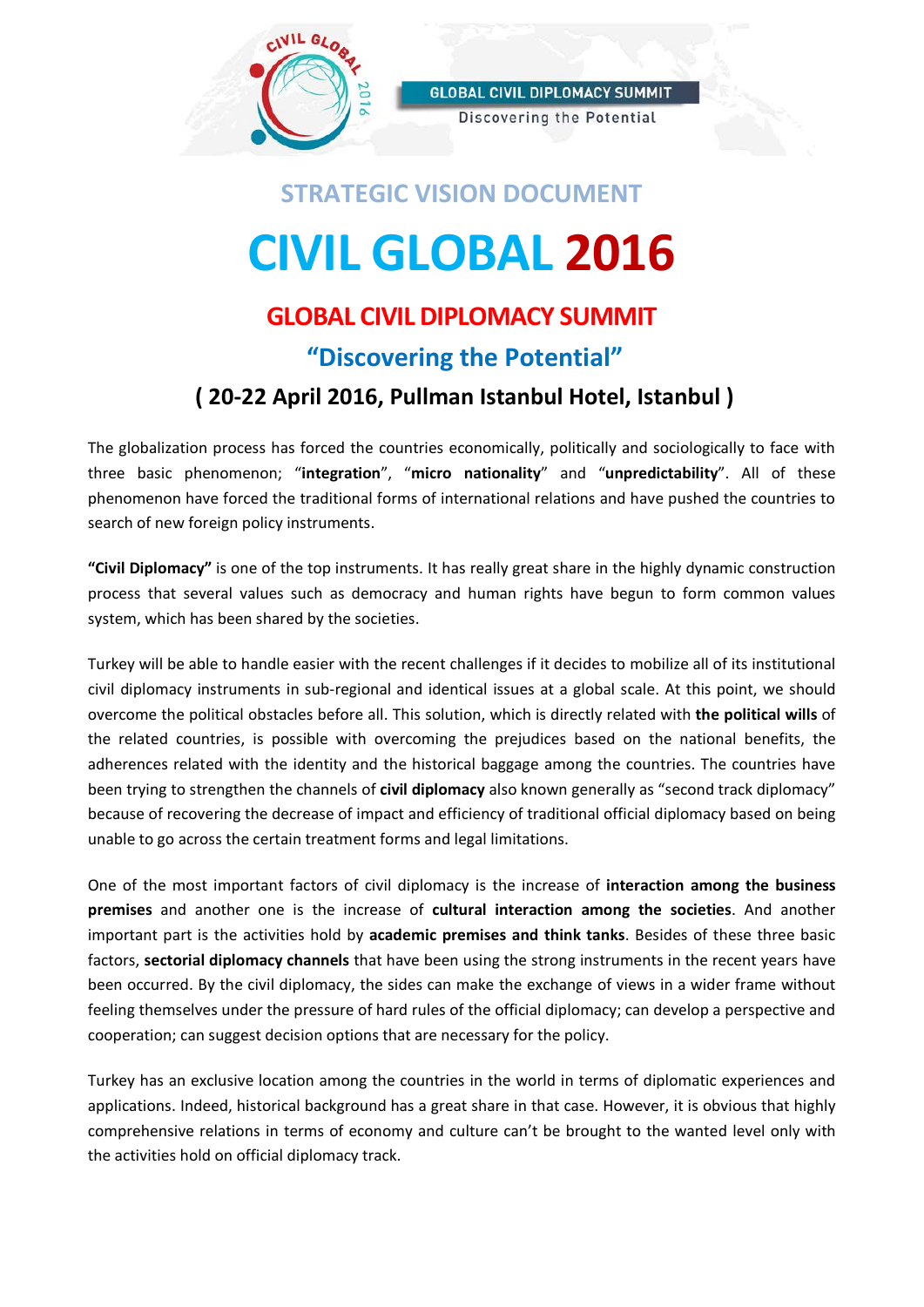## STRATEGIC VISION DOCUMENT

# CIVIL GLOBAL 2016

## GLOBAL CIVIL DIPLOMACY SUMMIT

## "Discovering the Potential"

### ( 20-22 April 2016, Pullman Istanbul Hotel, Istanbul )

The globalization process has forced the countries economically, politically and sociologically to face with three basic phenomenon; "**integration**", "**micro nationality**" and "**unpredictability**". All of these phenomenon have forced the traditional forms of international relations and have pushed the countries to search of new foreign policy instruments.

**"Civil Diplomacy"** is one of the top instruments. It has really great share in the highly dynamic construction process that several values such as democracy and human rights have begun to form common values system, which has been shared by the societies.

Turkey will be able to handle easier with the recent challenges if it decides to mobilize all of its institutional civil diplomacy instruments in sub-regional and identical issues at a global scale. At this point, we should overcome the political obstacles before all. This solution, which is directly related with **the political wills** of the related countries, is possible with overcoming the prejudices based on the national benefits, the adherences related with the identity and the historical baggage among the countries. The countries have been trying to strengthen the channels of **civil diplomacy** also known generally as "second track diplomacy" because of recovering the decrease of impact and efficiency of traditional official diplomacy based on being unable to go across the certain treatment forms and legal limitations.

One of the most important factors of civil diplomacy is the increase of **interaction among the business premises** and another one is the increase of **cultural interaction among the societies**. And another important part is the activities hold by **academic premises and think tanks**. Besides of these three basic factors, **sectorial diplomacy channels** that have been using the strong instruments in the recent years have been occurred. By the civil diplomacy, the sides can make the exchange of views in a wider frame without feeling themselves under the pressure of hard rules of the official diplomacy; can develop a perspective and cooperation; can suggest decision options that are necessary for the policy.

Turkey has an exclusive location among the countries in the world in terms of diplomatic experiences and applications. Indeed, historical background has a great share in that case. However, it is obvious that highly comprehensive relations in terms of economy and culture can't be brought to the wanted level only with the activities hold on official diplomacy track.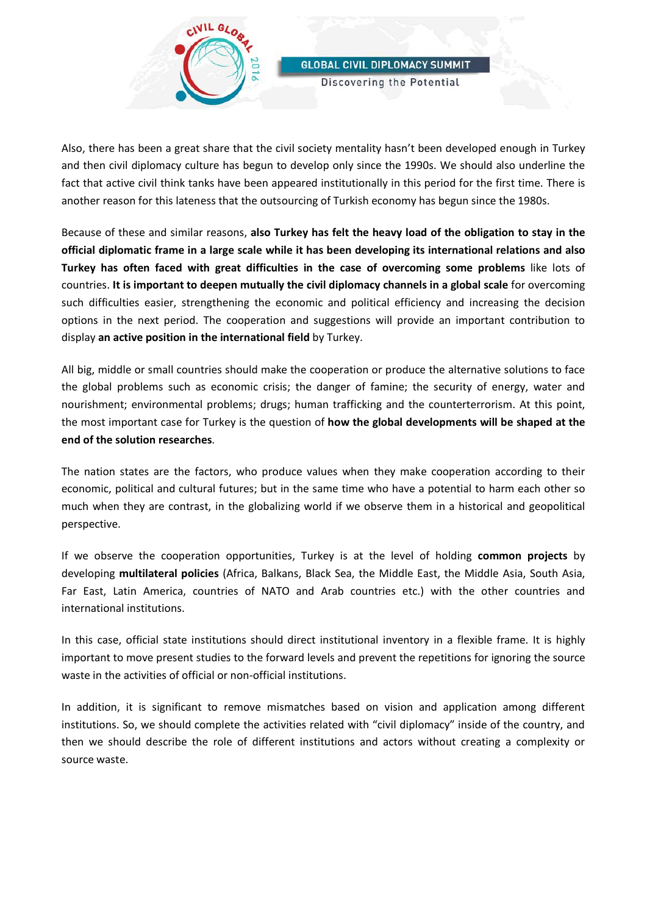Also, there has been a great share that the civil society mentality hasn't been developed enough in Turkey and then civil diplomacy culture has begun to develop only since the 1990s. We should also underline the fact that active civil think tanks have been appeared institutionally in this period for the first time. There is another reason for this lateness that the outsourcing of Turkish economy has begun since the 1980s.

Because of these and similar reasons, **also Turkey has felt the heavy load of the obligation to stay in the official diplomatic frame in a large scale while it has been developing its international relations and also Turkey has often faced with great difficulties in the case of overcoming some problems** like lots of countries. **It is important to deepen mutually the civil diplomacy channels in a global scale** for overcoming such difficulties easier, strengthening the economic and political efficiency and increasing the decision options in the next period. The cooperation and suggestions will provide an important contribution to display **an active position in the international field** by Turkey.

All big, middle or small countries should make the cooperation or produce the alternative solutions to face the global problems such as economic crisis; the danger of famine; the security of energy, water and nourishment; environmental problems; drugs; human trafficking and the counterterrorism. At this point, the most important case for Turkey is the question of **how the global developments will be shaped at the end of the solution researches**.

The nation states are the factors, who produce values when they make cooperation according to their economic, political and cultural futures; but in the same time who have a potential to harm each other so much when they are contrast, in the globalizing world if we observe them in a historical and geopolitical perspective.

If we observe the cooperation opportunities, Turkey is at the level of holding **common projects** by developing **multilateral policies** (Africa, Balkans, Black Sea, the Middle East, the Middle Asia, South Asia, Far East, Latin America, countries of NATO and Arab countries etc.) with the other countries and international institutions.

In this case, official state institutions should direct institutional inventory in a flexible frame. It is highly important to move present studies to the forward levels and prevent the repetitions for ignoring the source waste in the activities of official or non-official institutions.

In addition, it is significant to remove mismatches based on vision and application among different institutions. So, we should complete the activities related with "civil diplomacy" inside of the country, and then we should describe the role of different institutions and actors without creating a complexity or source waste.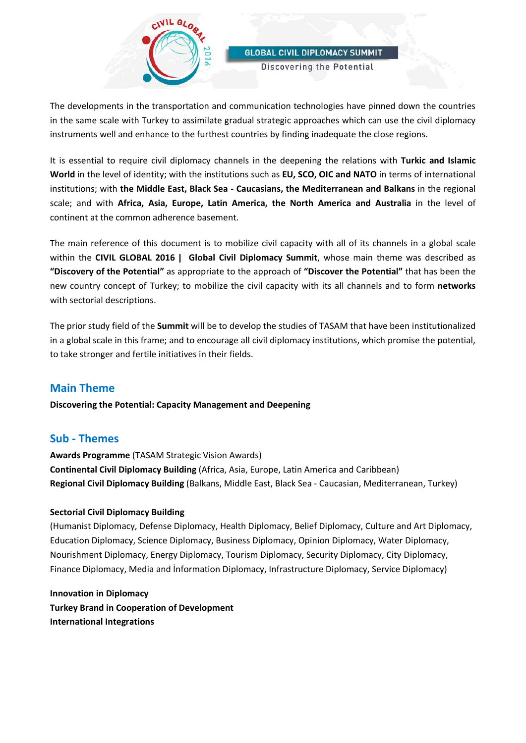The developments in the transportation and communication technologies have pinned down the countries in the same scale with Turkey to assimilate gradual strategic approaches which can use the civil diplomacy instruments well and enhance to the furthest countries by finding inadequate the close regions.

It is essential to require civil diplomacy channels in the deepening the relations with **Turkic and Islamic World** in the level of identity; with the institutions such as **EU, SCO, OIC and NATO** in terms of international institutions; with **the Middle East, Black Sea - Caucasians, the Mediterranean and Balkans** in the regional scale; and with **Africa, Asia, Europe, Latin America, the North America and Australia** in the level of continent at the common adherence basement.

The main reference of this document is to mobilize civil capacity with all of its channels in a global scale within the **CIVIL GLOBAL 2016 | Global Civil Diplomacy Summit**, whose main theme was described as **"Discovery of the Potential"** as appropriate to the approach of **"Discover the Potential"** that has been the new country concept of Turkey; to mobilize the civil capacity with its all channels and to form **networks** with sectorial descriptions.

The prior study field of the **Summit** will be to develop the studies of TASAM that have been institutionalized in a global scale in this frame; and to encourage all civil diplomacy institutions, which promise the potential, to take stronger and fertile initiatives in their fields.

## Main Theme

**Discovering the Potential: Capacity Management and Deepening**

## Sub - Themes

**Awards Programme** (TASAM Strategic Vision Awards)
**Continental Civil Diplomacy Building** (Africa, Asia, Europe, Latin America and Caribbean)
**Regional Civil Diplomacy Building** (Balkans, Middle East, Black Sea - Caucasian, Mediterranean, Turkey)

**Sectorial Civil Diplomacy Building**
(Humanist Diplomacy, Defense Diplomacy, Health Diplomacy, Belief Diplomacy, Culture and Art Diplomacy, Education Diplomacy, Science Diplomacy, Business Diplomacy, Opinion Diplomacy, Water Diplomacy, Nourishment Diplomacy, Energy Diplomacy, Tourism Diplomacy, Security Diplomacy, City Diplomacy, Finance Diplomacy, Media and İnformation Diplomacy, Infrastructure Diplomacy, Service Diplomacy)

**Innovation in Diplomacy**
**Turkey Brand in Cooperation of Development**
**International Integrations**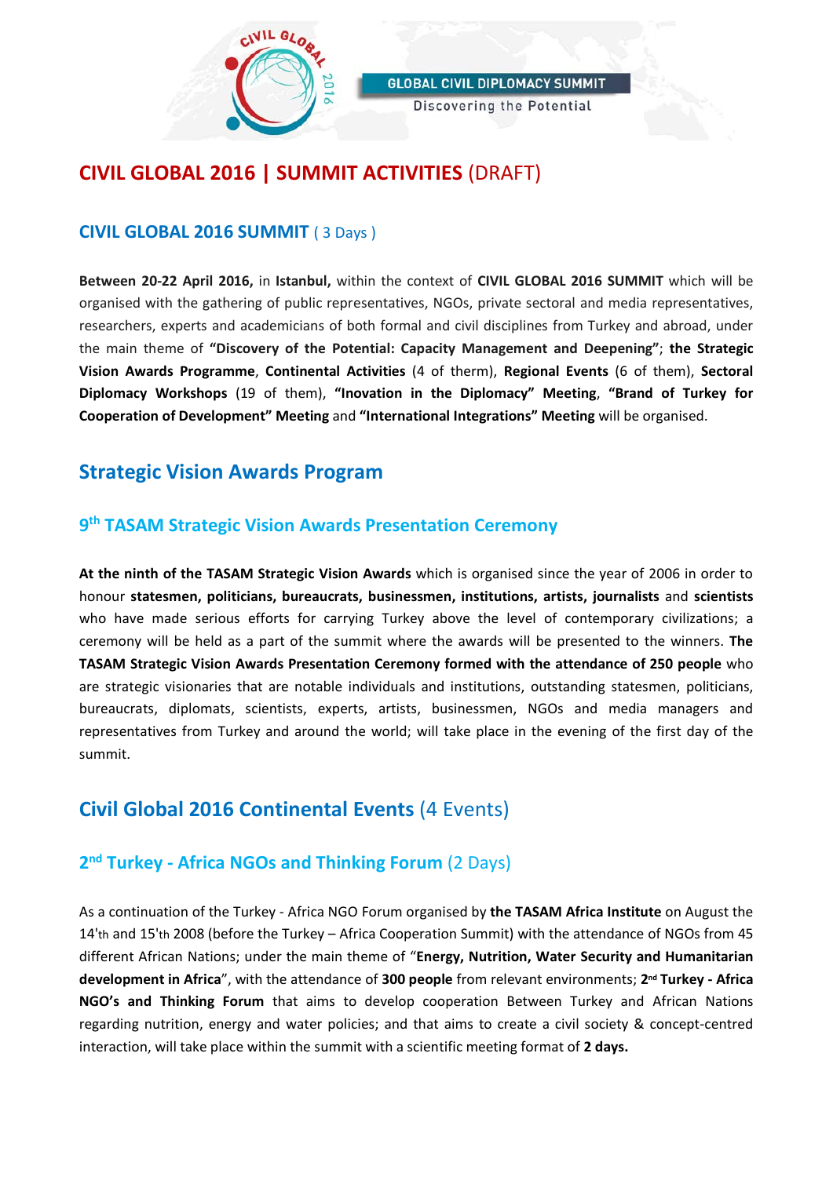# CIVIL GLOBAL 2016 | SUMMIT ACTIVITIES (DRAFT)

## CIVIL GLOBAL 2016 SUMMIT ( 3 Days )

**Between 20-22 April 2016,** in **Istanbul,** within the context of **CIVIL GLOBAL 2016 SUMMIT** which will be organised with the gathering of public representatives, NGOs, private sectoral and media representatives, researchers, experts and academicians of both formal and civil disciplines from Turkey and abroad, under the main theme of **"Discovery of the Potential: Capacity Management and Deepening"**; **the Strategic Vision Awards Programme**, **Continental Activities** (4 of therm), **Regional Events** (6 of them), **Sectoral Diplomacy Workshops** (19 of them), **"Inovation in the Diplomacy" Meeting**, **"Brand of Turkey for Cooperation of Development" Meeting** and **"International Integrations" Meeting** will be organised.

## Strategic Vision Awards Program

### 9th TASAM Strategic Vision Awards Presentation Ceremony

**At the ninth of the TASAM Strategic Vision Awards** which is organised since the year of 2006 in order to honour **statesmen, politicians, bureaucrats, businessmen, institutions, artists, journalists** and **scientists** who have made serious efforts for carrying Turkey above the level of contemporary civilizations; a ceremony will be held as a part of the summit where the awards will be presented to the winners. **The TASAM Strategic Vision Awards Presentation Ceremony formed with the attendance of 250 people** who are strategic visionaries that are notable individuals and institutions, outstanding statesmen, politicians, bureaucrats, diplomats, scientists, experts, artists, businessmen, NGOs and media managers and representatives from Turkey and around the world; will take place in the evening of the first day of the summit.

## Civil Global 2016 Continental Events (4 Events)

### 2nd Turkey - Africa NGOs and Thinking Forum (2 Days)

As a continuation of the Turkey - Africa NGO Forum organised by **the TASAM Africa Institute** on August the 14'th and 15'th 2008 (before the Turkey – Africa Cooperation Summit) with the attendance of NGOs from 45 different African Nations; under the main theme of "**Energy, Nutrition, Water Security and Humanitarian development in Africa**", with the attendance of **300 people** from relevant environments; **2nd Turkey - Africa NGO's and Thinking Forum** that aims to develop cooperation Between Turkey and African Nations regarding nutrition, energy and water policies; and that aims to create a civil society & concept-centred interaction, will take place within the summit with a scientific meeting format of **2 days.**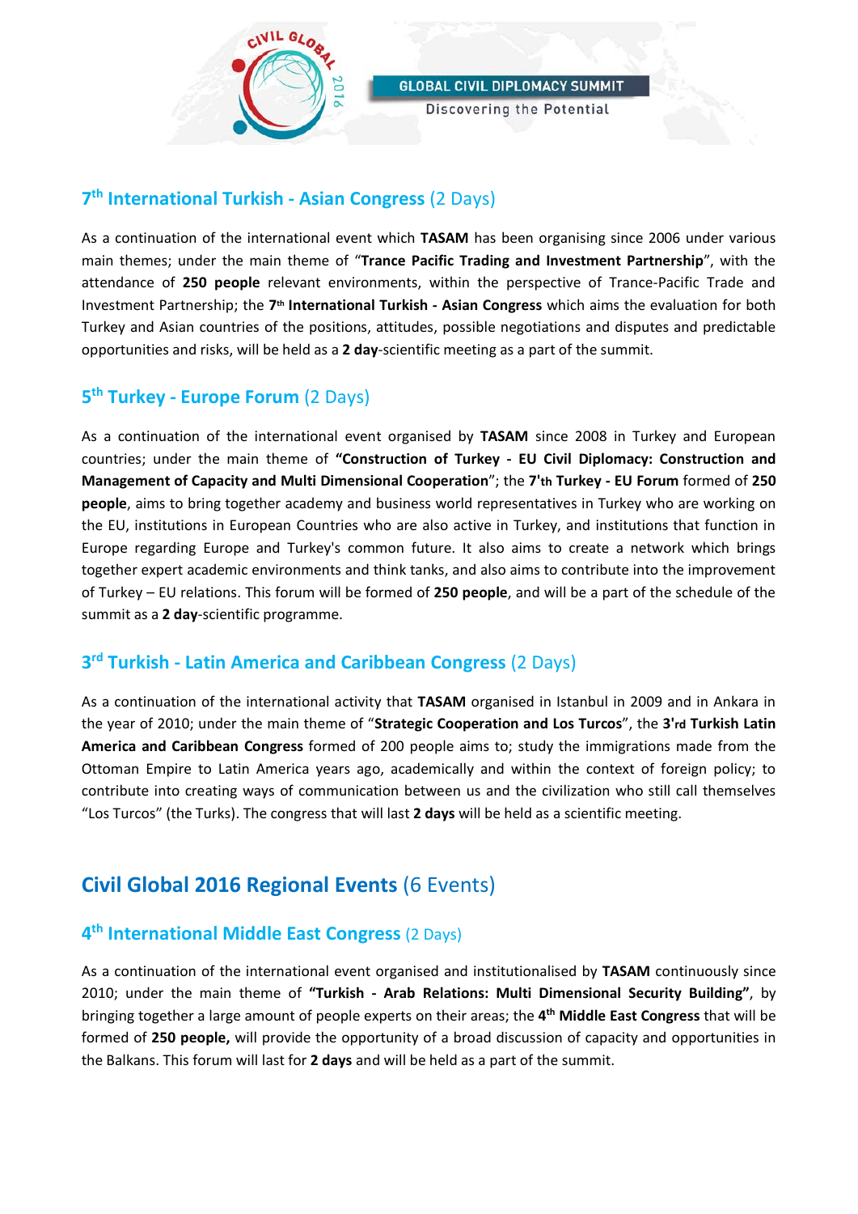## 7th International Turkish - Asian Congress (2 Days)

As a continuation of the international event which **TASAM** has been organising since 2006 under various main themes; under the main theme of "**Trance Pacific Trading and Investment Partnership**", with the attendance of **250 people** relevant environments, within the perspective of Trance-Pacific Trade and Investment Partnership; the **7th International Turkish - Asian Congress** which aims the evaluation for both Turkey and Asian countries of the positions, attitudes, possible negotiations and disputes and predictable opportunities and risks, will be held as a **2 day**-scientific meeting as a part of the summit.

## 5th Turkey - Europe Forum (2 Days)

As a continuation of the international event organised by **TASAM** since 2008 in Turkey and European countries; under the main theme of **"Construction of Turkey - EU Civil Diplomacy: Construction and Management of Capacity and Multi Dimensional Cooperation**"; the **7'th Turkey - EU Forum** formed of **250 people**, aims to bring together academy and business world representatives in Turkey who are working on the EU, institutions in European Countries who are also active in Turkey, and institutions that function in Europe regarding Europe and Turkey's common future. It also aims to create a network which brings together expert academic environments and think tanks, and also aims to contribute into the improvement of Turkey – EU relations. This forum will be formed of **250 people**, and will be a part of the schedule of the summit as a **2 day**-scientific programme.

## 3rd Turkish - Latin America and Caribbean Congress (2 Days)

As a continuation of the international activity that **TASAM** organised in Istanbul in 2009 and in Ankara in the year of 2010; under the main theme of "**Strategic Cooperation and Los Turcos**", the **3'rd Turkish Latin America and Caribbean Congress** formed of 200 people aims to; study the immigrations made from the Ottoman Empire to Latin America years ago, academically and within the context of foreign policy; to contribute into creating ways of communication between us and the civilization who still call themselves "Los Turcos" (the Turks). The congress that will last **2 days** will be held as a scientific meeting.

# Civil Global 2016 Regional Events (6 Events)

## 4th International Middle East Congress (2 Days)

As a continuation of the international event organised and institutionalised by **TASAM** continuously since 2010; under the main theme of **"Turkish - Arab Relations: Multi Dimensional Security Building"**, by bringing together a large amount of people experts on their areas; the **4th Middle East Congress** that will be formed of **250 people,** will provide the opportunity of a broad discussion of capacity and opportunities in the Balkans. This forum will last for **2 days** and will be held as a part of the summit.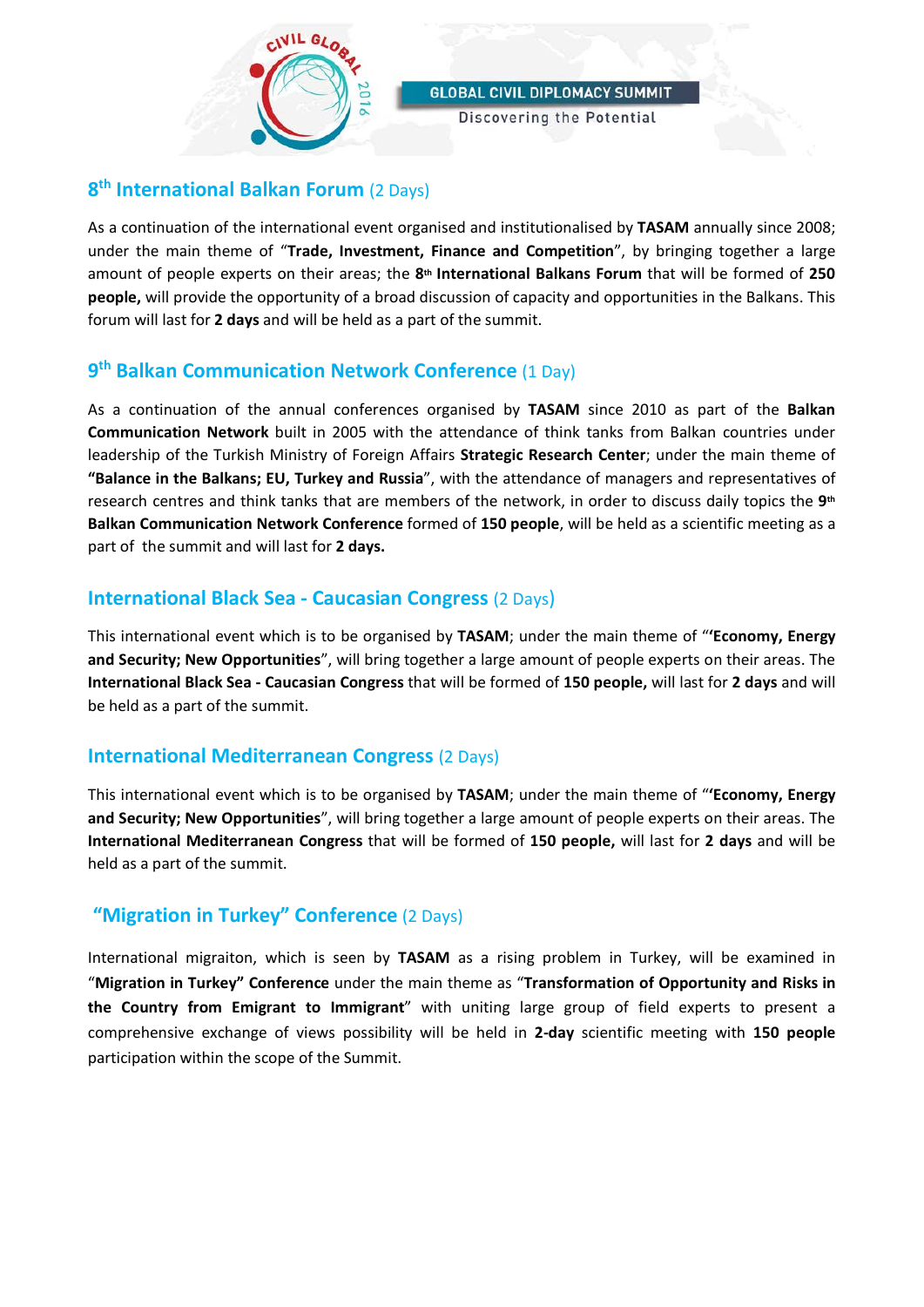## 8th International Balkan Forum (2 Days)

As a continuation of the international event organised and institutionalised by **TASAM** annually since 2008; under the main theme of "**Trade, Investment, Finance and Competition**", by bringing together a large amount of people experts on their areas; the **8th International Balkans Forum** that will be formed of **250 people,** will provide the opportunity of a broad discussion of capacity and opportunities in the Balkans. This forum will last for **2 days** and will be held as a part of the summit.

## 9th Balkan Communication Network Conference (1 Day)

As a continuation of the annual conferences organised by **TASAM** since 2010 as part of the **Balkan Communication Network** built in 2005 with the attendance of think tanks from Balkan countries under leadership of the Turkish Ministry of Foreign Affairs **Strategic Research Center**; under the main theme of **"Balance in the Balkans; EU, Turkey and Russia**", with the attendance of managers and representatives of research centres and think tanks that are members of the network, in order to discuss daily topics the **9th Balkan Communication Network Conference** formed of **150 people**, will be held as a scientific meeting as a part of the summit and will last for **2 days.**

## International Black Sea - Caucasian Congress (2 Days)

This international event which is to be organised by **TASAM**; under the main theme of "'**Economy, Energy and Security; New Opportunities**", will bring together a large amount of people experts on their areas. The **International Black Sea - Caucasian Congress** that will be formed of **150 people,** will last for **2 days** and will be held as a part of the summit.

## International Mediterranean Congress (2 Days)

This international event which is to be organised by **TASAM**; under the main theme of "'**Economy, Energy and Security; New Opportunities**", will bring together a large amount of people experts on their areas. The **International Mediterranean Congress** that will be formed of **150 people,** will last for **2 days** and will be held as a part of the summit.

## "Migration in Turkey" Conference (2 Days)

International migraiton, which is seen by **TASAM** as a rising problem in Turkey, will be examined in "**Migration in Turkey" Conference** under the main theme as "**Transformation of Opportunity and Risks in the Country from Emigrant to Immigrant**" with uniting large group of field experts to present a comprehensive exchange of views possibility will be held in **2-day** scientific meeting with **150 people** participation within the scope of the Summit.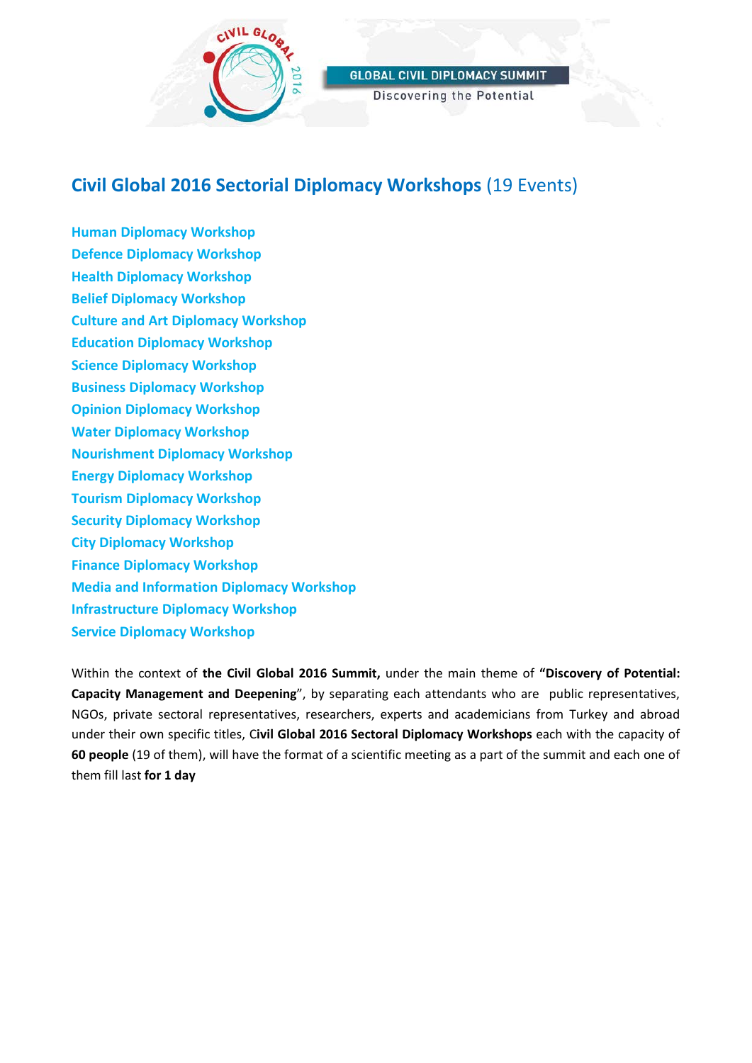## **Civil Global 2016 Sectorial Diplomacy Workshops** (19 Events)

**Human Diplomacy Workshop**
**Defence Diplomacy Workshop**
**Health Diplomacy Workshop**
**Belief Diplomacy Workshop**
**Culture and Art Diplomacy Workshop**
**Education Diplomacy Workshop**
**Science Diplomacy Workshop**
**Business Diplomacy Workshop**
**Opinion Diplomacy Workshop**
**Water Diplomacy Workshop**
**Nourishment Diplomacy Workshop**
**Energy Diplomacy Workshop**
**Tourism Diplomacy Workshop**
**Security Diplomacy Workshop**
**City Diplomacy Workshop**
**Finance Diplomacy Workshop**
**Media and Information Diplomacy Workshop**
**Infrastructure Diplomacy Workshop**
**Service Diplomacy Workshop**

Within the context of **the Civil Global 2016 Summit,** under the main theme of **"Discovery of Potential: Capacity Management and Deepening**", by separating each attendants who are public representatives, NGOs, private sectoral representatives, researchers, experts and academicians from Turkey and abroad under their own specific titles, C**ivil Global 2016 Sectoral Diplomacy Workshops** each with the capacity of **60 people** (19 of them), will have the format of a scientific meeting as a part of the summit and each one of them fill last **for 1 day**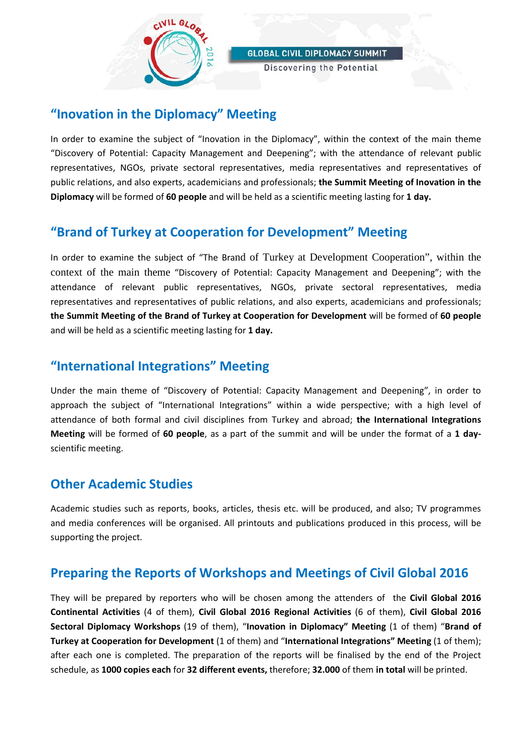## “Inovation in the Diplomacy” Meeting

In order to examine the subject of “Inovation in the Diplomacy”, within the context of the main theme “Discovery of Potential: Capacity Management and Deepening”; with the attendance of relevant public representatives, NGOs, private sectoral representatives, media representatives and representatives of public relations, and also experts, academicians and professionals; **the Summit Meeting of Inovation in the Diplomacy** will be formed of **60 people** and will be held as a scientific meeting lasting for **1 day.**

## “Brand of Turkey at Cooperation for Development” Meeting

In order to examine the subject of “The Brand of Turkey at Development Cooperation”, within the context of the main theme “Discovery of Potential: Capacity Management and Deepening”; with the attendance of relevant public representatives, NGOs, private sectoral representatives, media representatives and representatives of public relations, and also experts, academicians and professionals; **the Summit Meeting of the Brand of Turkey at Cooperation for Development** will be formed of **60 people** and will be held as a scientific meeting lasting for **1 day.**

## “International Integrations” Meeting

Under the main theme of “Discovery of Potential: Capacity Management and Deepening”, in order to approach the subject of “International Integrations” within a wide perspective; with a high level of attendance of both formal and civil disciplines from Turkey and abroad; **the International Integrations Meeting** will be formed of **60 people**, as a part of the summit and will be under the format of a **1 day**-scientific meeting.

## Other Academic Studies

Academic studies such as reports, books, articles, thesis etc. will be produced, and also; TV programmes and media conferences will be organised. All printouts and publications produced in this process, will be supporting the project.

## Preparing the Reports of Workshops and Meetings of Civil Global 2016

They will be prepared by reporters who will be chosen among the attenders of the **Civil Global 2016 Continental Activities** (4 of them), **Civil Global 2016 Regional Activities** (6 of them), **Civil Global 2016 Sectoral Diplomacy Workshops** (19 of them), “**Inovation in Diplomacy” Meeting** (1 of them) “**Brand of Turkey at Cooperation for Development** (1 of them) and “**International Integrations” Meeting** (1 of them); after each one is completed. The preparation of the reports will be finalised by the end of the Project schedule, as **1000 copies each** for **32 different events,** therefore; **32.000** of them **in total** will be printed.